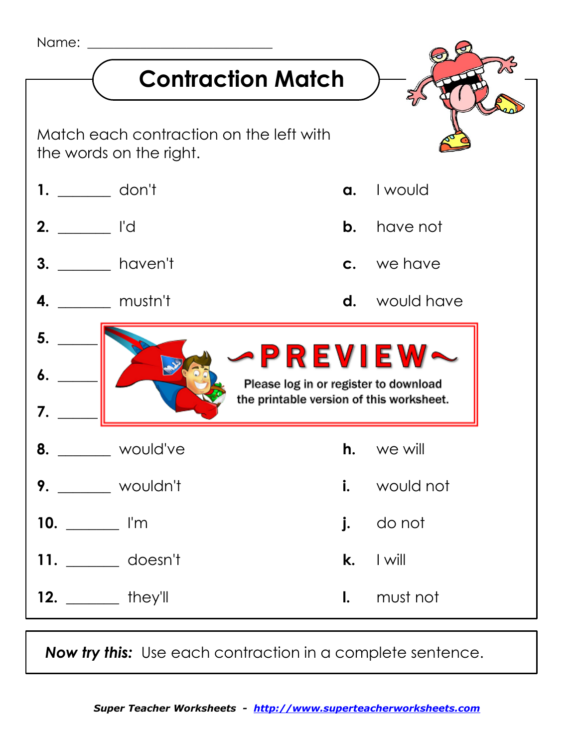Name: ____________________________

# Contraction Match

Match each contraction on the left with the words on the right.

**1.** _______ don't

**2.** _______ I'd

**3.** _______ haven't

**4.** _______ mustn't

**5.** _______

**6.** _______

**7.** _______

**8.** _______ would've

**9.** _______ wouldn't

**10.** _______ I'm

**11.** _______ doesn't

**12.** _______ they'll

**a.** I would

**b.** have not

**c.** we have

**d.** would have

**h.** we will

**i.** would not

**j.** do not

**k.** I will

**l.** must not

~PREVIEW~

Please log in or register to download the printable version of this worksheet.

***Now try this:*** Use each contraction in a complete sentence.

***Super Teacher Worksheets - http://www.superteacherworksheets.com***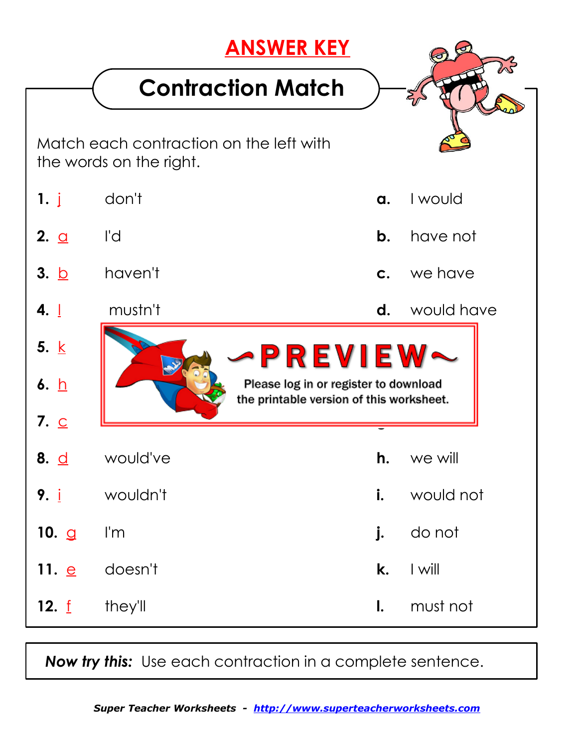# ANSWER KEY

## Contraction Match

Match each contraction on the left with the words on the right.

| | | | |
|---|---|---|---|
| **1.** j | don't | **a.** | I would |
| **2.** a | I'd | **b.** | have not |
| **3.** b | haven't | **c.** | we have |
| **4.** l | mustn't | **d.** | would have |
| **5.** k | | | |
| **6.** h | | | |
| **7.** c | | | |
| **8.** d | would've | **h.** | we will |
| **9.** i | wouldn't | **i.** | would not |
| **10.** g | I'm | **j.** | do not |
| **11.** e | doesn't | **k.** | I will |
| **12.** f | they'll | **l.** | must not |

~PREVIEW~

Please log in or register to download the printable version of this worksheet.

***Now try this:*** Use each contraction in a complete sentence.

*Super Teacher Worksheets - http://www.superteacherworksheets.com*